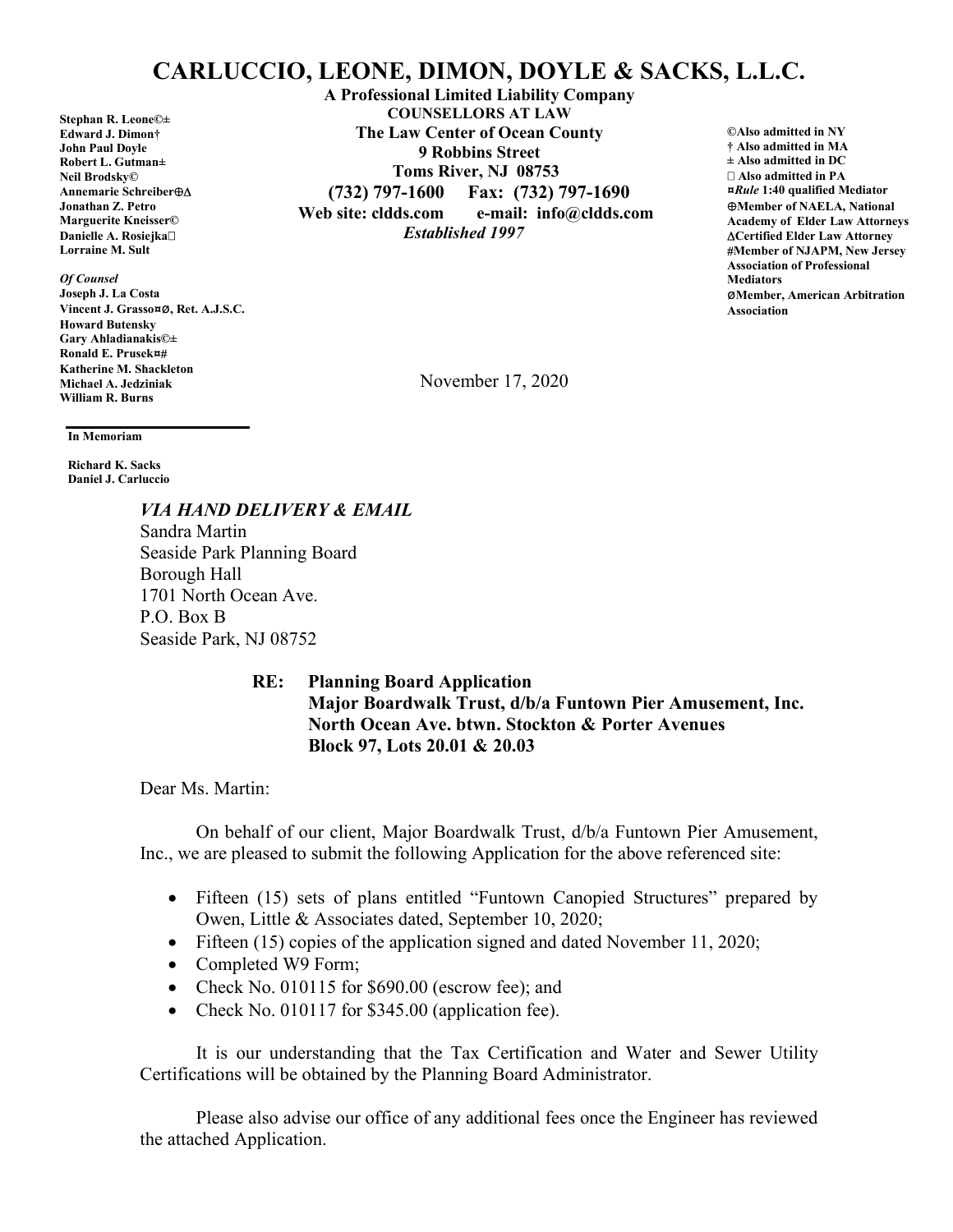# CARLUCCIO, LEONE, DIMON, DOYLE & SACKS, L.L.C.

**A Professional Limited Liability Company**
**COUNSELLORS AT LAW**
**The Law Center of Ocean County**
**9 Robbins Street**
**Toms River, NJ 08753**
**(732) 797-1600 Fax: (732) 797-1690**
**Web site: cldds.com e-mail: info@cldds.com**
*Established 1997*

**Stephan R. Leone©±**
**Edward J. Dimon†**
**John Paul Doyle**
**Robert L. Gutman±**
**Neil Brodsky©**
**Annemarie Schreiber⊕∆**
**Jonathan Z. Petro**
**Marguerite Kneisser©**
**Danielle A. Rosiejka**
**Lorraine M. Sult**

***Of Counsel***
**Joseph J. La Costa**
**Vincent J. Grasso¤Ø, Ret. A.J.S.C.**
**Howard Butensky**
**Gary Ahladianakis©±**
**Ronald E. Prusek¤#**
**Katherine M. Shackleton**
**Michael A. Jedziniak**
**William R. Burns**

**In Memoriam**

**Richard K. Sacks**
**Daniel J. Carluccio**

**©Also admitted in NY**
**† Also admitted in MA**
**± Also admitted in DC**
**Also admitted in PA**
**¤*Rule* 1:40 qualified Mediator**
**⊕Member of NAELA, National Academy of Elder Law Attorneys**
**∆Certified Elder Law Attorney**
**#Member of NJAPM, New Jersey Association of Professional Mediators**
**ØMember, American Arbitration Association**

November 17, 2020

***VIA HAND DELIVERY & EMAIL***
Sandra Martin
Seaside Park Planning Board
Borough Hall
1701 North Ocean Ave.
P.O. Box B
Seaside Park, NJ 08752

**RE: Planning Board Application**
**Major Boardwalk Trust, d/b/a Funtown Pier Amusement, Inc.**
**North Ocean Ave. btwn. Stockton & Porter Avenues**
**Block 97, Lots 20.01 & 20.03**

Dear Ms. Martin:

On behalf of our client, Major Boardwalk Trust, d/b/a Funtown Pier Amusement, Inc., we are pleased to submit the following Application for the above referenced site:

- Fifteen (15) sets of plans entitled "Funtown Canopied Structures" prepared by Owen, Little & Associates dated, September 10, 2020;
- Fifteen (15) copies of the application signed and dated November 11, 2020;
- Completed W9 Form;
- Check No. 010115 for $690.00 (escrow fee); and
- Check No. 010117 for $345.00 (application fee).

It is our understanding that the Tax Certification and Water and Sewer Utility Certifications will be obtained by the Planning Board Administrator.

Please also advise our office of any additional fees once the Engineer has reviewed the attached Application.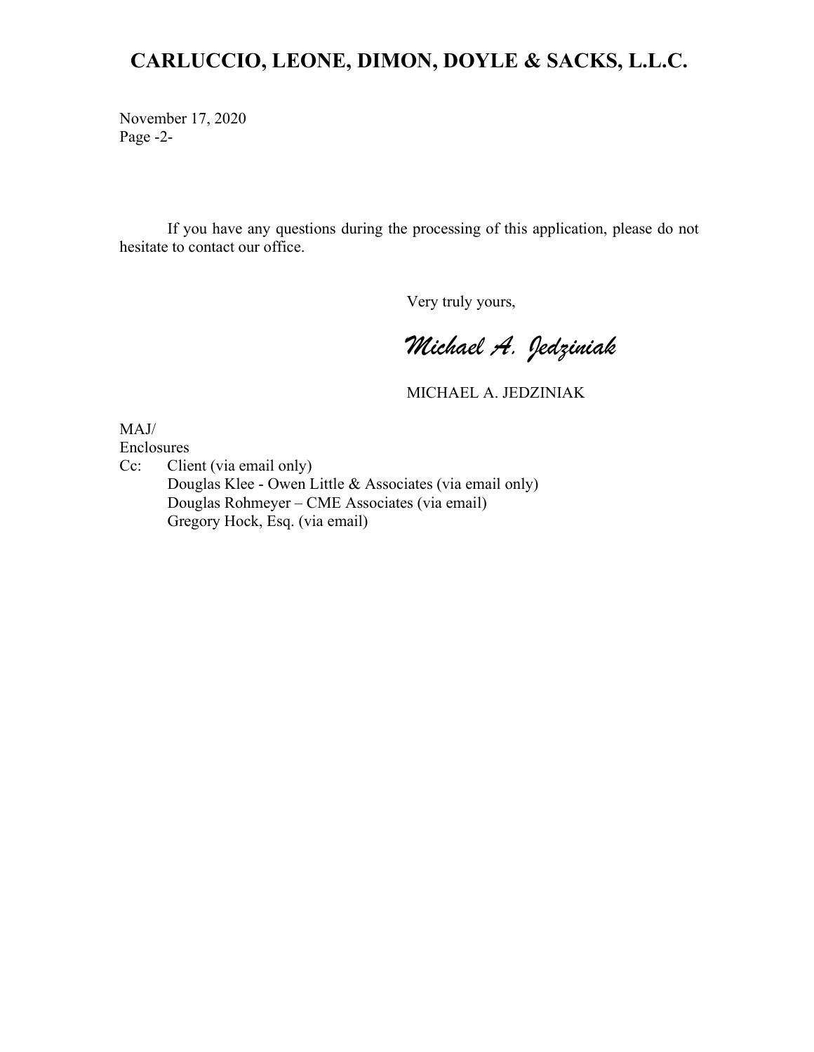If you have any questions during the processing of this application, please do not hesitate to contact our office.

Very truly yours,

*Michael A. Jedziniak*

MICHAEL A. JEDZINIAK

MAJ/
Enclosures
Cc: Client (via email only)
Douglas Klee - Owen Little & Associates (via email only)
Douglas Rohmeyer – CME Associates (via email)
Gregory Hock, Esq. (via email)